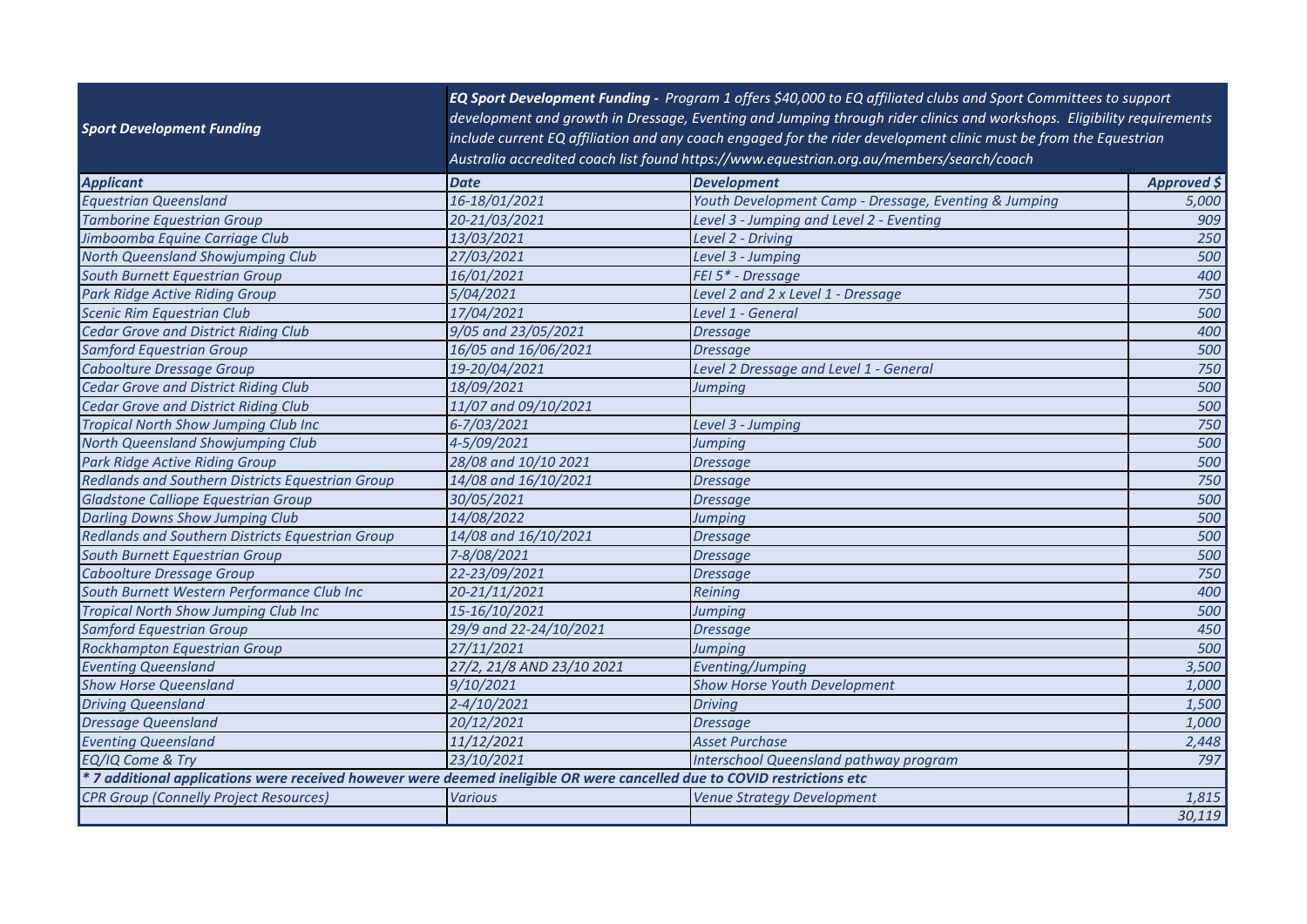| *Sport Development Funding* | ***EQ Sport Development Funding -*** *Program 1 offers $40,000 to EQ affiliated clubs and Sport Committees to support development and growth in Dressage, Eventing and Jumping through rider clinics and workshops. Eligibility requirements include current EQ affiliation and any coach engaged for the rider development clinic must be from the Equestrian Australia accredited coach list found https://www.equestrian.org.au/members/search/coach* | | |
|---|---|---|---|
| ***Applicant*** | ***Date*** | ***Development*** | ***Approved $*** |
| *Equestrian Queensland* | *16-18/01/2021* | *Youth Development Camp - Dressage, Eventing & Jumping* | *5,000* |
| *Tamborine Equestrian Group* | *20-21/03/2021* | *Level 3 - Jumping and Level 2 - Eventing* | *909* |
| *Jimboomba Equine Carriage Club* | *13/03/2021* | *Level 2 - Driving* | *250* |
| *North Queensland Showjumping Club* | *27/03/2021* | *Level 3 - Jumping* | *500* |
| *South Burnett Equestrian Group* | *16/01/2021* | *FEI 5\* - Dressage* | *400* |
| *Park Ridge Active Riding Group* | *5/04/2021* | *Level 2 and 2 x Level 1 - Dressage* | *750* |
| *Scenic Rim Equestrian Club* | *17/04/2021* | *Level 1 - General* | *500* |
| *Cedar Grove and District Riding Club* | *9/05 and 23/05/2021* | *Dressage* | *400* |
| *Samford Equestrian Group* | *16/05 and 16/06/2021* | *Dressage* | *500* |
| *Caboolture Dressage Group* | *19-20/04/2021* | *Level 2 Dressage and Level 1 - General* | *750* |
| *Cedar Grove and District Riding Club* | *18/09/2021* | *Jumping* | *500* |
| *Cedar Grove and District Riding Club* | *11/07 and 09/10/2021* | | *500* |
| *Tropical North Show Jumping Club Inc* | *6-7/03/2021* | *Level 3 - Jumping* | *750* |
| *North Queensland Showjumping Club* | *4-5/09/2021* | *Jumping* | *500* |
| *Park Ridge Active Riding Group* | *28/08 and 10/10 2021* | *Dressage* | *500* |
| *Redlands and Southern Districts Equestrian Group* | *14/08 and 16/10/2021* | *Dressage* | *750* |
| *Gladstone Calliope Equestrian Group* | *30/05/2021* | *Dressage* | *500* |
| *Darling Downs Show Jumping Club* | *14/08/2022* | *Jumping* | *500* |
| *Redlands and Southern Districts Equestrian Group* | *14/08 and 16/10/2021* | *Dressage* | *500* |
| *South Burnett Equestrian Group* | *7-8/08/2021* | *Dressage* | *500* |
| *Caboolture Dressage Group* | *22-23/09/2021* | *Dressage* | *750* |
| *South Burnett Western Performance Club Inc* | *20-21/11/2021* | *Reining* | *400* |
| *Tropical North Show Jumping Club Inc* | *15-16/10/2021* | *Jumping* | *500* |
| *Samford Equestrian Group* | *29/9 and 22-24/10/2021* | *Dressage* | *450* |
| *Rockhampton Equestrian Group* | *27/11/2021* | *Jumping* | *500* |
| *Eventing Queensland* | *27/2, 21/8 AND 23/10 2021* | *Eventing/Jumping* | *3,500* |
| *Show Horse Queensland* | *9/10/2021* | *Show Horse Youth Development* | *1,000* |
| *Driving Queensland* | *2-4/10/2021* | *Driving* | *1,500* |
| *Dressage Queensland* | *20/12/2021* | *Dressage* | *1,000* |
| *Eventing Queensland* | *11/12/2021* | *Asset Purchase* | *2,448* |
| *EQ/IQ Come & Try* | *23/10/2021* | *Interschool Queensland pathway program* | *797* |
| ***\* 7 additional applications were received however were deemed ineligible OR were cancelled due to COVID restrictions etc*** | | | |
| *CPR Group (Connelly Project Resources)* | *Various* | *Venue Strategy Development* | *1,815* |
| | | | *30,119* |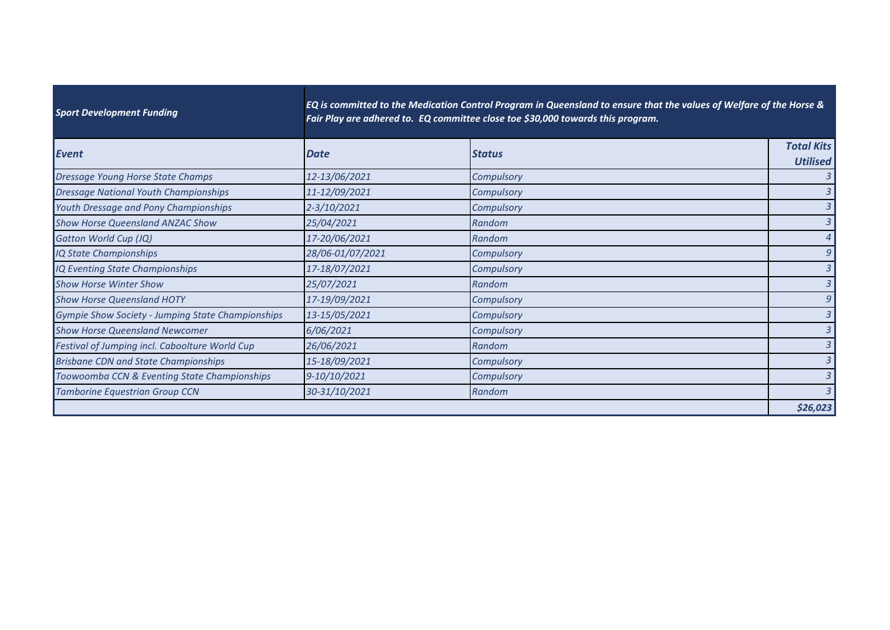| *Sport Development Funding* | *EQ is committed to the Medication Control Program in Queensland to ensure that the values of Welfare of the Horse & Fair Play are adhered to. EQ committee close toe $30,000 towards this program.* | | |
|---|---|---|---|
| ***Event*** | ***Date*** | ***Status*** | ***Total Kits Utilised*** |
| *Dressage Young Horse State Champs* | *12-13/06/2021* | *Compulsory* | *3* |
| *Dressage National Youth Championships* | *11-12/09/2021* | *Compulsory* | *3* |
| *Youth Dressage and Pony Championships* | *2-3/10/2021* | *Compulsory* | *3* |
| *Show Horse Queensland ANZAC Show* | *25/04/2021* | *Random* | *3* |
| *Gatton World Cup (JQ)* | *17-20/06/2021* | *Random* | *4* |
| *IQ State Championships* | *28/06-01/07/2021* | *Compulsory* | *9* |
| *IQ Eventing State Championships* | *17-18/07/2021* | *Compulsory* | *3* |
| *Show Horse Winter Show* | *25/07/2021* | *Random* | *3* |
| *Show Horse Queensland HOTY* | *17-19/09/2021* | *Compulsory* | *9* |
| *Gympie Show Society - Jumping State Championships* | *13-15/05/2021* | *Compulsory* | *3* |
| *Show Horse Queensland Newcomer* | *6/06/2021* | *Compulsory* | *3* |
| *Festival of Jumping incl. Caboolture World Cup* | *26/06/2021* | *Random* | *3* |
| *Brisbane CDN and State Championships* | *15-18/09/2021* | *Compulsory* | *3* |
| *Toowoomba CCN & Eventing State Championships* | *9-10/10/2021* | *Compulsory* | *3* |
| *Tamborine Equestrian Group CCN* | *30-31/10/2021* | *Random* | *3* |
| | | | ***$26,023*** |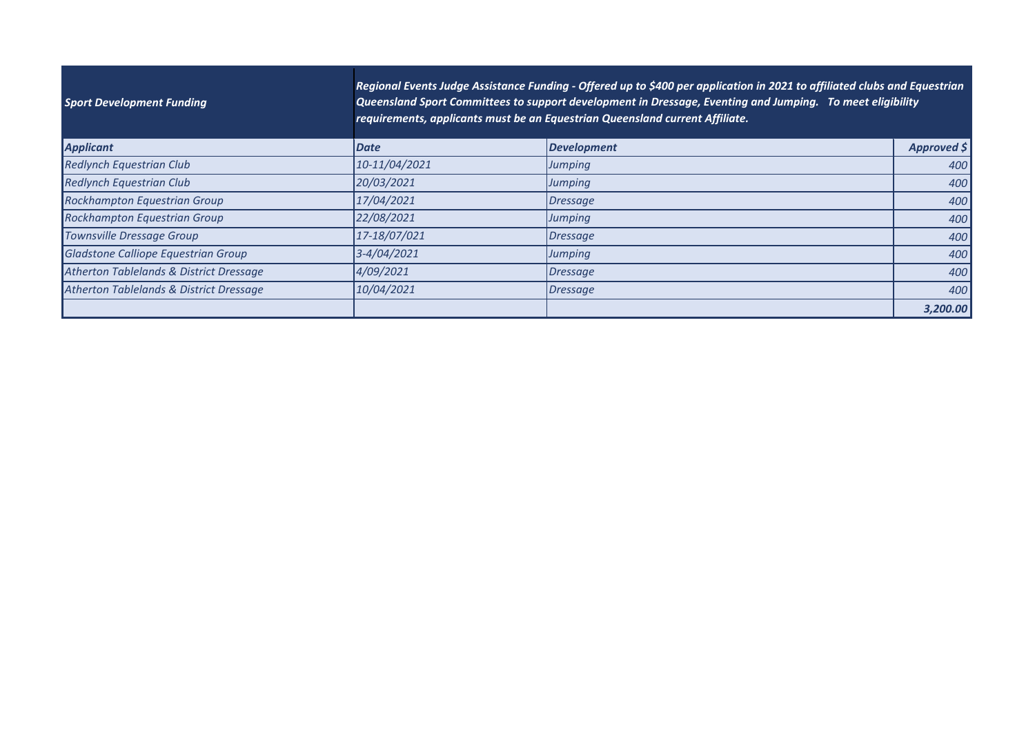| *Sport Development Funding* | *Regional Events Judge Assistance Funding - Offered up to $400 per application in 2021 to affiliated clubs and Equestrian Queensland Sport Committees to support development in Dressage, Eventing and Jumping. To meet eligibility requirements, applicants must be an Equestrian Queensland current Affiliate.* | | |
|---|---|---|---|
| ***Applicant*** | ***Date*** | ***Development*** | ***Approved $*** |
| *Redlynch Equestrian Club* | *10-11/04/2021* | *Jumping* | *400* |
| *Redlynch Equestrian Club* | *20/03/2021* | *Jumping* | *400* |
| *Rockhampton Equestrian Group* | *17/04/2021* | *Dressage* | *400* |
| *Rockhampton Equestrian Group* | *22/08/2021* | *Jumping* | *400* |
| *Townsville Dressage Group* | *17-18/07/021* | *Dressage* | *400* |
| *Gladstone Calliope Equestrian Group* | *3-4/04/2021* | *Jumping* | *400* |
| *Atherton Tablelands & District Dressage* | *4/09/2021* | *Dressage* | *400* |
| *Atherton Tablelands & District Dressage* | *10/04/2021* | *Dressage* | *400* |
| | | | ***3,200.00*** |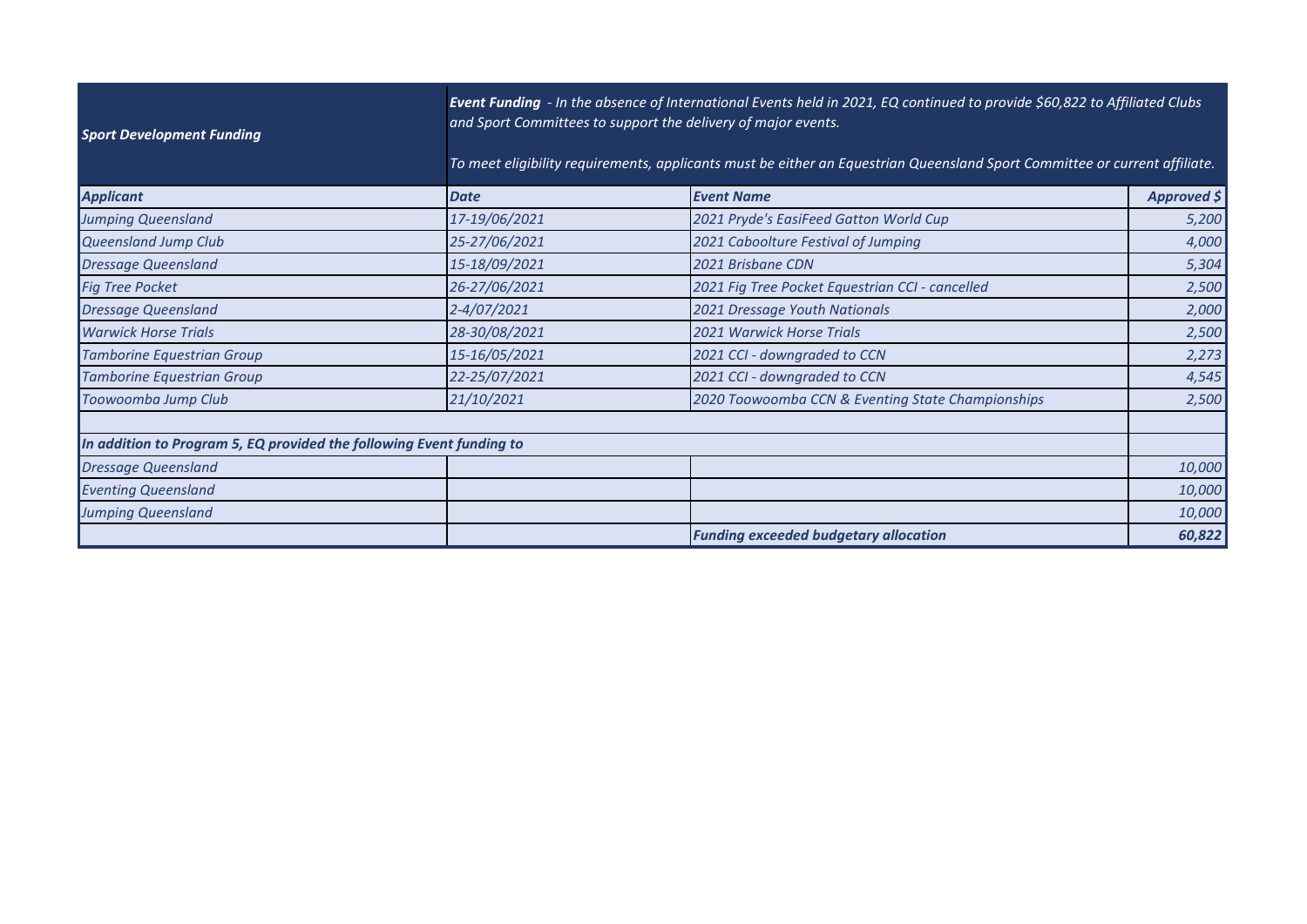| *Sport Development Funding* | ***Event Funding*** *- In the absence of International Events held in 2021, EQ continued to provide $60,822 to Affiliated Clubs and Sport Committees to support the delivery of major events.*<br><br>*To meet eligibility requirements, applicants must be either an Equestrian Queensland Sport Committee or current affiliate.* | | |
|---|---|---|---|
| ***Applicant*** | ***Date*** | ***Event Name*** | ***Approved $*** |
| *Jumping Queensland* | *17-19/06/2021* | *2021 Pryde's EasiFeed Gatton World Cup* | *5,200* |
| *Queensland Jump Club* | *25-27/06/2021* | *2021 Caboolture Festival of Jumping* | *4,000* |
| *Dressage Queensland* | *15-18/09/2021* | *2021 Brisbane CDN* | *5,304* |
| *Fig Tree Pocket* | *26-27/06/2021* | *2021 Fig Tree Pocket Equestrian CCI - cancelled* | *2,500* |
| *Dressage Queensland* | *2-4/07/2021* | *2021 Dressage Youth Nationals* | *2,000* |
| *Warwick Horse Trials* | *28-30/08/2021* | *2021 Warwick Horse Trials* | *2,500* |
| *Tamborine Equestrian Group* | *15-16/05/2021* | *2021 CCI - downgraded to CCN* | *2,273* |
| *Tamborine Equestrian Group* | *22-25/07/2021* | *2021 CCI - downgraded to CCN* | *4,545* |
| *Toowoomba Jump Club* | *21/10/2021* | *2020 Toowoomba CCN & Eventing State Championships* | *2,500* |
| | | | |
| ***In addition to Program 5, EQ provided the following Event funding to*** | | | |
| *Dressage Queensland* | | | *10,000* |
| *Eventing Queensland* | | | *10,000* |
| *Jumping Queensland* | | | *10,000* |
| | | ***Funding exceeded budgetary allocation*** | ***60,822*** |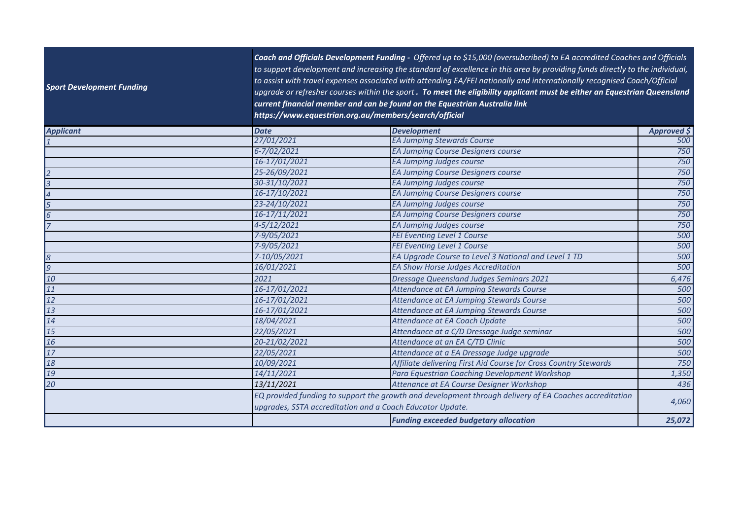| *Sport Development Funding* | ***Coach and Officials Development Funding -*** *Offered up to $15,000 (oversubcribed) to EA accredited Coaches and Officials to support development and increasing the standard of excellence in this area by providing funds directly to the individual, to assist with travel expenses associated with attending EA/FEI nationally and internationally recognised Coach/Official upgrade or refresher courses within the sport* ***. To meet the eligibility applicant must be either an Equestrian Queensland current financial member and can be found on the Equestrian Australia link https://www.equestrian.org.au/members/search/official*** | | |
|---|---|---|---|
| ***Applicant*** | ***Date*** | ***Development*** | ***Approved $*** |
| *1* | *27/01/2021* | *EA Jumping Stewards Course* | *500* |
| | *6-7/02/2021* | *EA Jumping Course Designers course* | *750* |
| | *16-17/01/2021* | *EA Jumping Judges course* | *750* |
| *2* | *25-26/09/2021* | *EA Jumping Course Designers course* | *750* |
| *3* | *30-31/10/2021* | *EA Jumping Judges course* | *750* |
| *4* | *16-17/10/2021* | *EA Jumping Course Designers course* | *750* |
| *5* | *23-24/10/2021* | *EA Jumping Judges course* | *750* |
| *6* | *16-17/11/2021* | *EA Jumping Course Designers course* | *750* |
| *7* | *4-5/12/2021* | *EA Jumping Judges course* | *750* |
| | *7-9/05/2021* | *FEI Eventing Level 1 Course* | *500* |
| | *7-9/05/2021* | *FEI Eventing Level 1 Course* | *500* |
| *8* | *7-10/05/2021* | *EA Upgrade Course to Level 3 National and Level 1 TD* | *500* |
| *9* | *16/01/2021* | *EA Show Horse Judges Accreditation* | *500* |
| *10* | *2021* | *Dressage Queensland Judges Seminars 2021* | *6,476* |
| *11* | *16-17/01/2021* | *Attendance at EA Jumping Stewards Course* | *500* |
| *12* | *16-17/01/2021* | *Attendance at EA Jumping Stewards Course* | *500* |
| *13* | *16-17/01/2021* | *Attendance at EA Jumping Stewards Course* | *500* |
| *14* | *18/04/2021* | *Attendance at EA Coach Update* | *500* |
| *15* | *22/05/2021* | *Attendance at a C/D Dressage Judge seminar* | *500* |
| *16* | *20-21/02/2021* | *Attendance at an EA C/TD Clinic* | *500* |
| *17* | *22/05/2021* | *Attendance at a EA Dressage Judge upgrade* | *500* |
| *18* | *10/09/2021* | *Affiliate delivering First Aid Course for Cross Country Stewards* | *750* |
| *19* | *14/11/2021* | *Para Equestrian Coaching Development Workshop* | *1,350* |
| *20* | *13/11/2021* | *Attenance at EA Course Designer Workshop* | *436* |
| | *EQ provided funding to support the growth and development through delivery of EA Coaches accreditation upgrades, SSTA accreditation and a Coach Educator Update.* | | *4,060* |
| | | ***Funding exceeded budgetary allocation*** | ***25,072*** |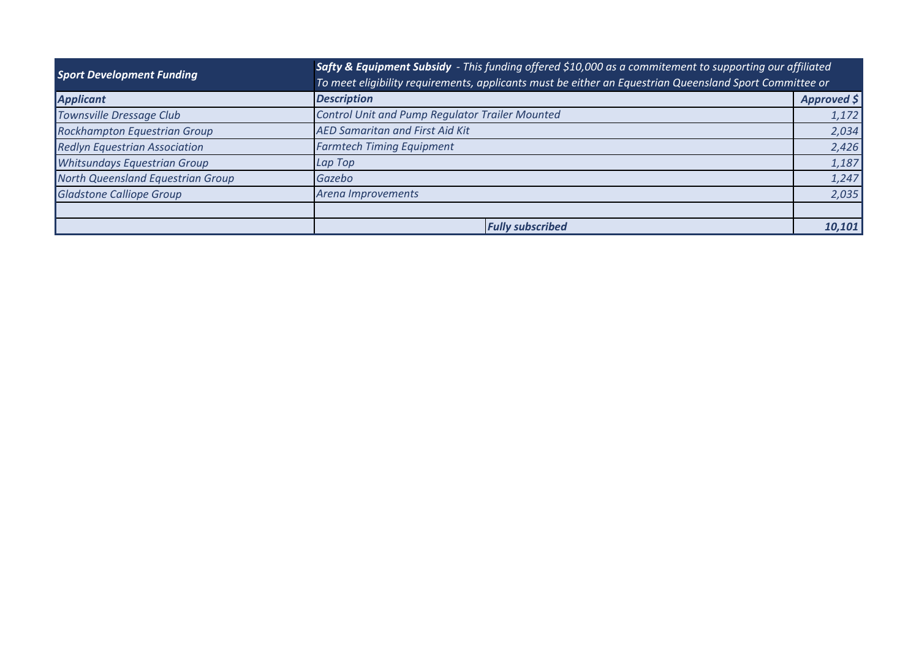| *Sport Development Funding* | ***Safty & Equipment Subsidy*** *- This funding offered $10,000 as a commitement to supporting our affiliated* *To meet eligibility requirements, applicants must be either an Equestrian Queensland Sport Committee or* | |
|---|---|---|
| ***Applicant*** | ***Description*** | ***Approved $*** |
| *Townsville Dressage Club* | *Control Unit and Pump Regulator Trailer Mounted* | *1,172* |
| *Rockhampton Equestrian Group* | *AED Samaritan and First Aid Kit* | *2,034* |
| *Redlyn Equestrian Association* | *Farmtech Timing Equipment* | *2,426* |
| *Whitsundays Equestrian Group* | *Lap Top* | *1,187* |
| *North Queensland Equestrian Group* | *Gazebo* | *1,247* |
| *Gladstone Calliope Group* | *Arena Improvements* | *2,035* |
| | | |
| | ***Fully subscribed*** | ***10,101*** |